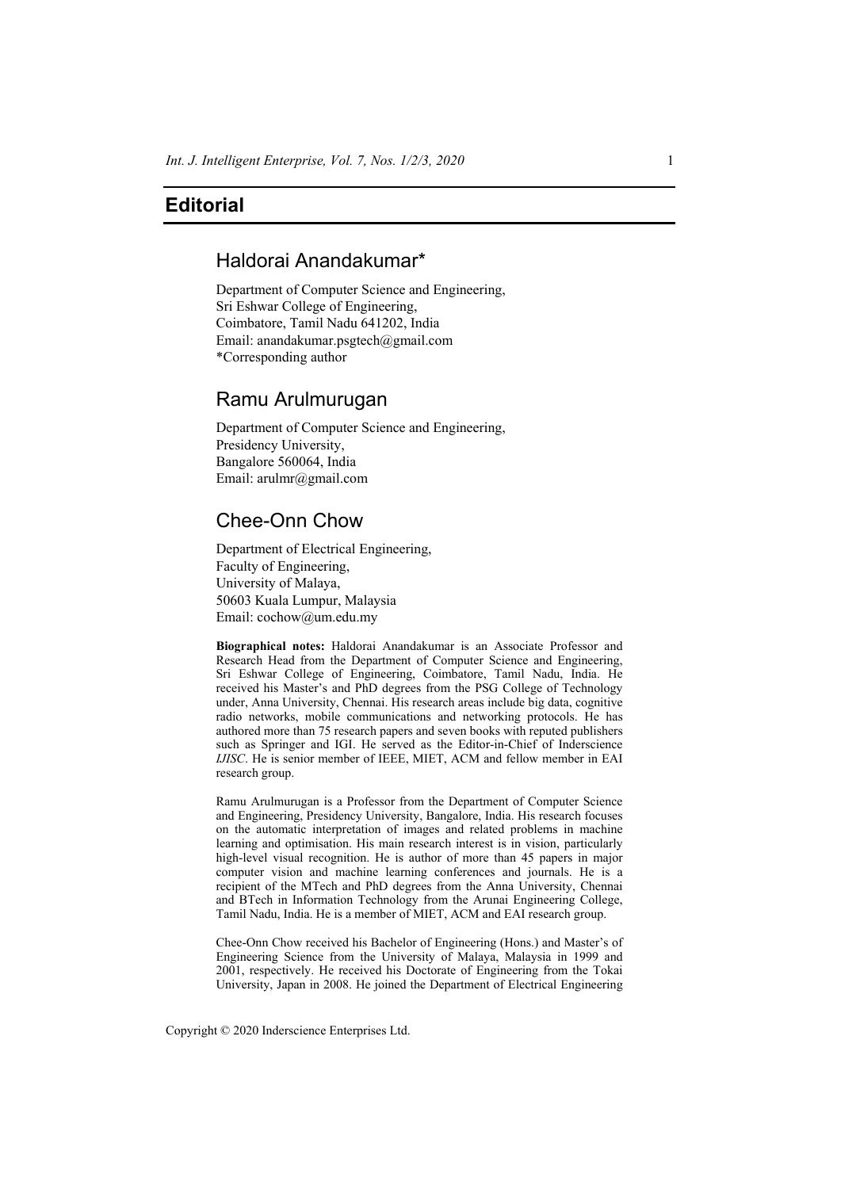# Editorial

## Haldorai Anandakumar*

Department of Computer Science and Engineering,
Sri Eshwar College of Engineering,
Coimbatore, Tamil Nadu 641202, India
Email: anandakumar.psgtech@gmail.com
*Corresponding author

## Ramu Arulmurugan

Department of Computer Science and Engineering,
Presidency University,
Bangalore 560064, India
Email: arulmr@gmail.com

## Chee-Onn Chow

Department of Electrical Engineering,
Faculty of Engineering,
University of Malaya,
50603 Kuala Lumpur, Malaysia
Email: cochow@um.edu.my

**Biographical notes:** Haldorai Anandakumar is an Associate Professor and Research Head from the Department of Computer Science and Engineering, Sri Eshwar College of Engineering, Coimbatore, Tamil Nadu, India. He received his Master's and PhD degrees from the PSG College of Technology under, Anna University, Chennai. His research areas include big data, cognitive radio networks, mobile communications and networking protocols. He has authored more than 75 research papers and seven books with reputed publishers such as Springer and IGI. He served as the Editor-in-Chief of Inderscience *IJISC*. He is senior member of IEEE, MIET, ACM and fellow member in EAI research group.

Ramu Arulmurugan is a Professor from the Department of Computer Science and Engineering, Presidency University, Bangalore, India. His research focuses on the automatic interpretation of images and related problems in machine learning and optimisation. His main research interest is in vision, particularly high-level visual recognition. He is author of more than 45 papers in major computer vision and machine learning conferences and journals. He is a recipient of the MTech and PhD degrees from the Anna University, Chennai and BTech in Information Technology from the Arunai Engineering College, Tamil Nadu, India. He is a member of MIET, ACM and EAI research group.

Chee-Onn Chow received his Bachelor of Engineering (Hons.) and Master's of Engineering Science from the University of Malaya, Malaysia in 1999 and 2001, respectively. He received his Doctorate of Engineering from the Tokai University, Japan in 2008. He joined the Department of Electrical Engineering

Copyright © 2020 Inderscience Enterprises Ltd.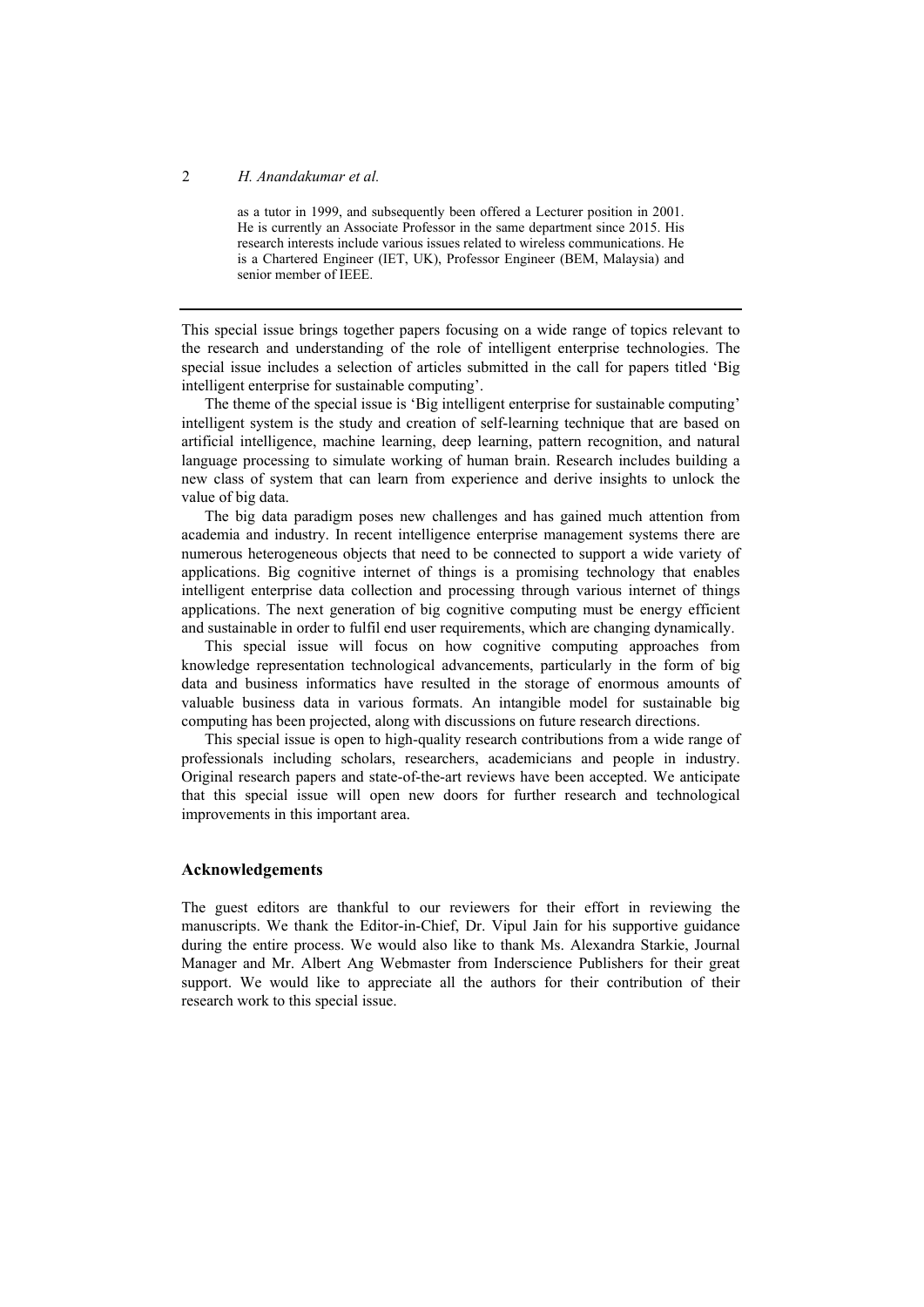as a tutor in 1999, and subsequently been offered a Lecturer position in 2001. He is currently an Associate Professor in the same department since 2015. His research interests include various issues related to wireless communications. He is a Chartered Engineer (IET, UK), Professor Engineer (BEM, Malaysia) and senior member of IEEE.

---

This special issue brings together papers focusing on a wide range of topics relevant to the research and understanding of the role of intelligent enterprise technologies. The special issue includes a selection of articles submitted in the call for papers titled 'Big intelligent enterprise for sustainable computing'.

The theme of the special issue is 'Big intelligent enterprise for sustainable computing' intelligent system is the study and creation of self-learning technique that are based on artificial intelligence, machine learning, deep learning, pattern recognition, and natural language processing to simulate working of human brain. Research includes building a new class of system that can learn from experience and derive insights to unlock the value of big data.

The big data paradigm poses new challenges and has gained much attention from academia and industry. In recent intelligence enterprise management systems there are numerous heterogeneous objects that need to be connected to support a wide variety of applications. Big cognitive internet of things is a promising technology that enables intelligent enterprise data collection and processing through various internet of things applications. The next generation of big cognitive computing must be energy efficient and sustainable in order to fulfil end user requirements, which are changing dynamically.

This special issue will focus on how cognitive computing approaches from knowledge representation technological advancements, particularly in the form of big data and business informatics have resulted in the storage of enormous amounts of valuable business data in various formats. An intangible model for sustainable big computing has been projected, along with discussions on future research directions.

This special issue is open to high-quality research contributions from a wide range of professionals including scholars, researchers, academicians and people in industry. Original research papers and state-of-the-art reviews have been accepted. We anticipate that this special issue will open new doors for further research and technological improvements in this important area.

## Acknowledgements

The guest editors are thankful to our reviewers for their effort in reviewing the manuscripts. We thank the Editor-in-Chief, Dr. Vipul Jain for his supportive guidance during the entire process. We would also like to thank Ms. Alexandra Starkie, Journal Manager and Mr. Albert Ang Webmaster from Inderscience Publishers for their great support. We would like to appreciate all the authors for their contribution of their research work to this special issue.